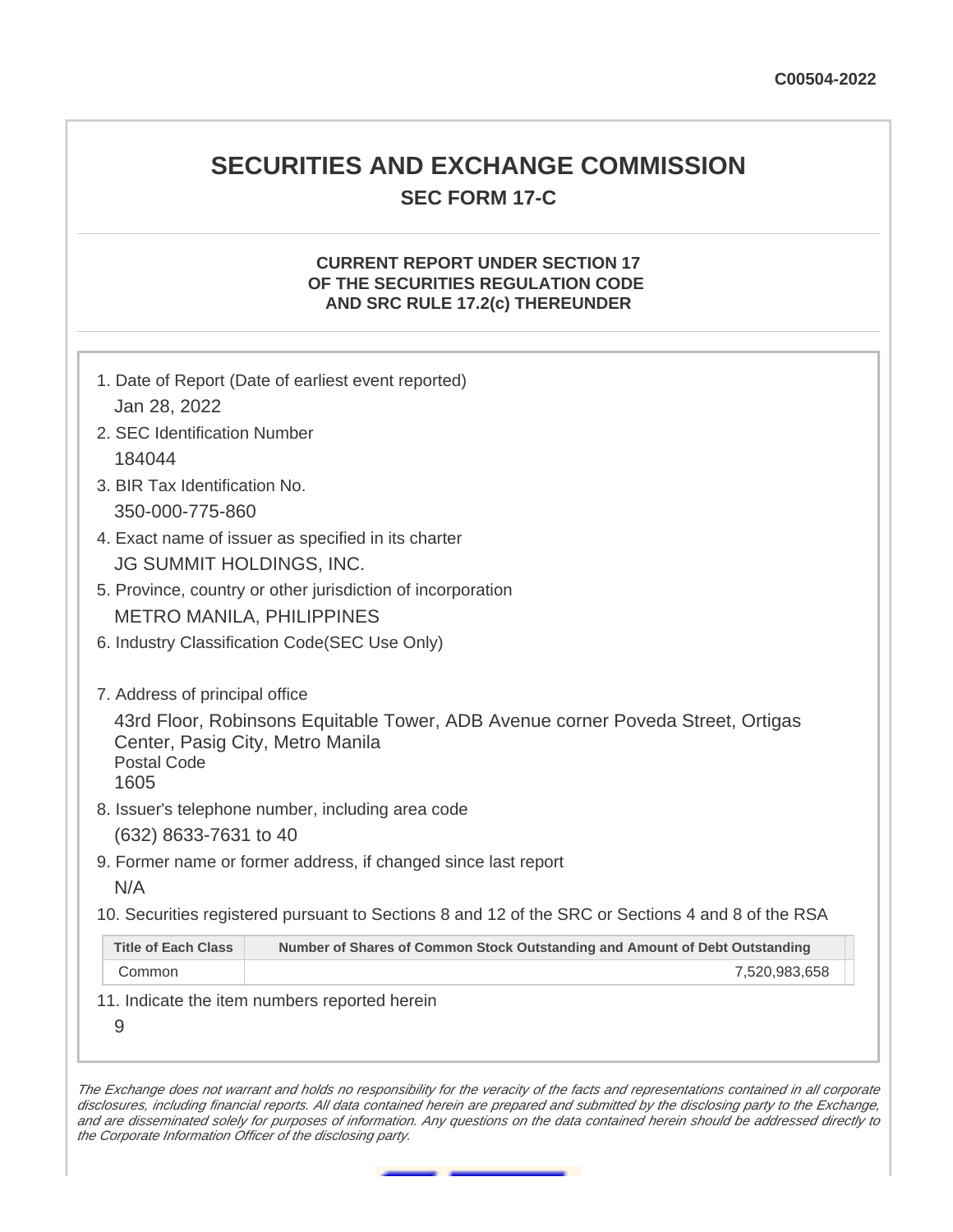C00504-2022

# SECURITIES AND EXCHANGE COMMISSION

## SEC FORM 17-C

### CURRENT REPORT UNDER SECTION 17 OF THE SECURITIES REGULATION CODE AND SRC RULE 17.2(c) THEREUNDER

1. Date of Report (Date of earliest event reported)
   Jan 28, 2022
2. SEC Identification Number
   184044
3. BIR Tax Identification No.
   350-000-775-860
4. Exact name of issuer as specified in its charter
   JG SUMMIT HOLDINGS, INC.
5. Province, country or other jurisdiction of incorporation
   METRO MANILA, PHILIPPINES
6. Industry Classification Code(SEC Use Only)

7. Address of principal office
   43rd Floor, Robinsons Equitable Tower, ADB Avenue corner Poveda Street, Ortigas Center, Pasig City, Metro Manila
   Postal Code
   1605
8. Issuer's telephone number, including area code
   (632) 8633-7631 to 40
9. Former name or former address, if changed since last report
   N/A
10. Securities registered pursuant to Sections 8 and 12 of the SRC or Sections 4 and 8 of the RSA

| Title of Each Class | Number of Shares of Common Stock Outstanding and Amount of Debt Outstanding |
|---|---|
| Common | 7,520,983,658 |

11. Indicate the item numbers reported herein
    9

*The Exchange does not warrant and holds no responsibility for the veracity of the facts and representations contained in all corporate disclosures, including financial reports. All data contained herein are prepared and submitted by the disclosing party to the Exchange, and are disseminated solely for purposes of information. Any questions on the data contained herein should be addressed directly to the Corporate Information Officer of the disclosing party.*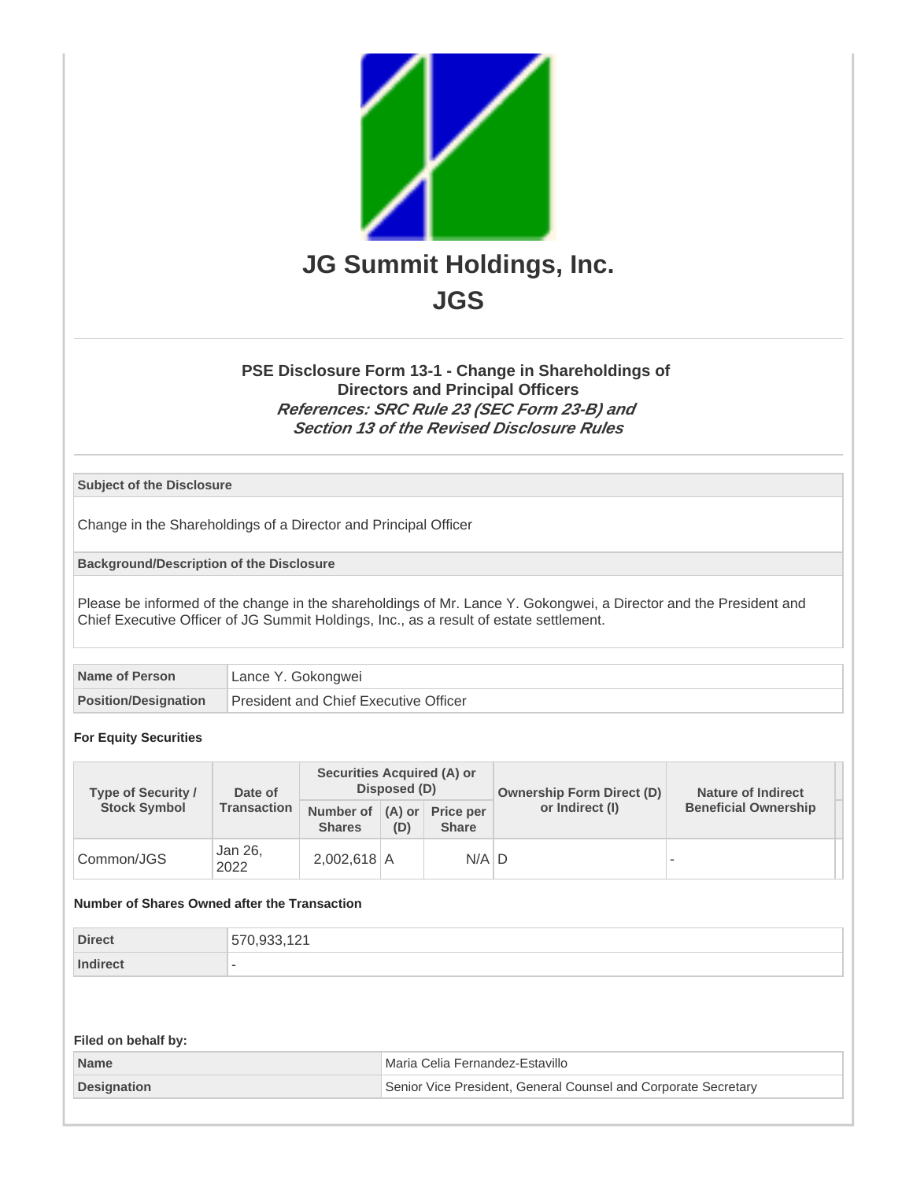# JG Summit Holdings, Inc.

# JGS

### PSE Disclosure Form 13-1 - Change in Shareholdings of Directors and Principal Officers

***References: SRC Rule 23 (SEC Form 23-B) and Section 13 of the Revised Disclosure Rules***

**Subject of the Disclosure**

Change in the Shareholdings of a Director and Principal Officer

**Background/Description of the Disclosure**

Please be informed of the change in the shareholdings of Mr. Lance Y. Gokongwei, a Director and the President and Chief Executive Officer of JG Summit Holdings, Inc., as a result of estate settlement.

| | |
|---|---|
| **Name of Person** | Lance Y. Gokongwei |
| **Position/Designation** | President and Chief Executive Officer |

**For Equity Securities**

| Type of Security / Stock Symbol | Date of Transaction | Securities Acquired (A) or Disposed (D) | | | Ownership Form Direct (D) or Indirect (I) | Nature of Indirect Beneficial Ownership |
|---|---|---|---|---|---|---|
| | | Number of Shares | (A) or (D) | Price per Share | | |
| Common/JGS | Jan 26, 2022 | 2,002,618 | A | N/A | D | - |

**Number of Shares Owned after the Transaction**

| | |
|---|---|
| **Direct** | 570,933,121 |
| **Indirect** | - |

**Filed on behalf by:**

| | |
|---|---|
| **Name** | Maria Celia Fernandez-Estavillo |
| **Designation** | Senior Vice President, General Counsel and Corporate Secretary |